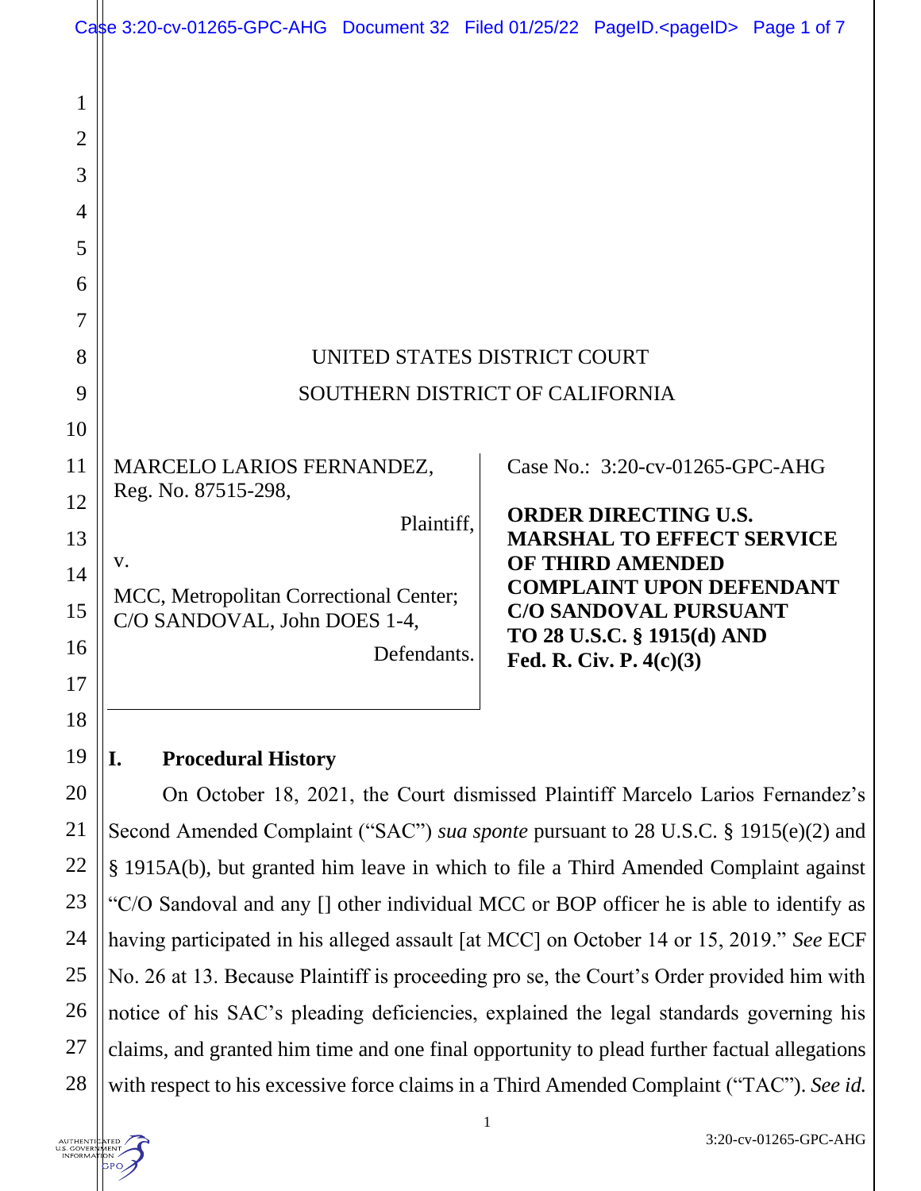UNITED STATES DISTRICT COURT

SOUTHERN DISTRICT OF CALIFORNIA

MARCELO LARIOS FERNANDEZ,
Reg. No. 87515-298,

Plaintiff,

v.

MCC, Metropolitan Correctional Center; C/O SANDOVAL, John DOES 1-4,

Defendants.

Case No.: 3:20-cv-01265-GPC-AHG

**ORDER DIRECTING U.S. MARSHAL TO EFFECT SERVICE OF THIRD AMENDED COMPLAINT UPON DEFENDANT C/O SANDOVAL PURSUANT TO 28 U.S.C. § 1915(d) AND Fed. R. Civ. P. 4(c)(3)**

## I. Procedural History

On October 18, 2021, the Court dismissed Plaintiff Marcelo Larios Fernandez's Second Amended Complaint ("SAC") *sua sponte* pursuant to 28 U.S.C. § 1915(e)(2) and § 1915A(b), but granted him leave in which to file a Third Amended Complaint against "C/O Sandoval and any [] other individual MCC or BOP officer he is able to identify as having participated in his alleged assault [at MCC] on October 14 or 15, 2019." *See* ECF No. 26 at 13. Because Plaintiff is proceeding pro se, the Court's Order provided him with notice of his SAC's pleading deficiencies, explained the legal standards governing his claims, and granted him time and one final opportunity to plead further factual allegations with respect to his excessive force claims in a Third Amended Complaint ("TAC"). *See id.*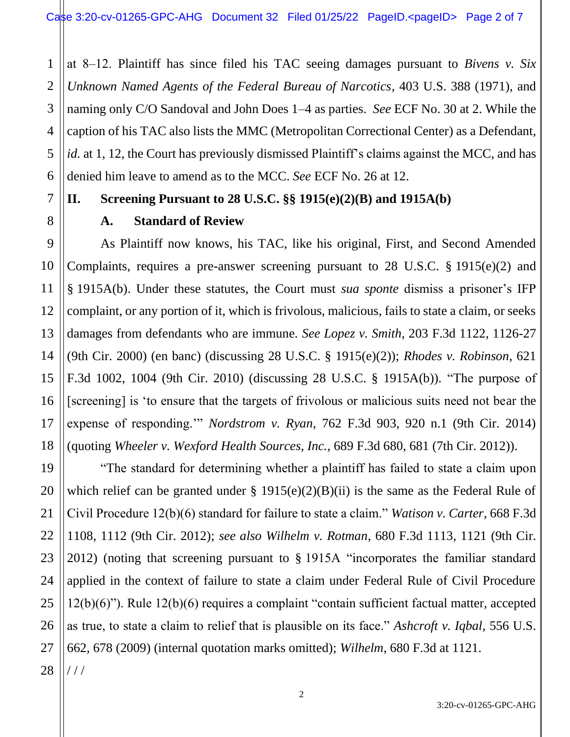at 8–12. Plaintiff has since filed his TAC seeing damages pursuant to *Bivens v. Six Unknown Named Agents of the Federal Bureau of Narcotics*, 403 U.S. 388 (1971), and naming only C/O Sandoval and John Does 1–4 as parties. *See* ECF No. 30 at 2. While the caption of his TAC also lists the MMC (Metropolitan Correctional Center) as a Defendant, *id.* at 1, 12, the Court has previously dismissed Plaintiff's claims against the MCC, and has denied him leave to amend as to the MCC. *See* ECF No. 26 at 12.

## II. Screening Pursuant to 28 U.S.C. §§ 1915(e)(2)(B) and 1915A(b)

### A. Standard of Review

As Plaintiff now knows, his TAC, like his original, First, and Second Amended Complaints, requires a pre-answer screening pursuant to 28 U.S.C. § 1915(e)(2) and § 1915A(b). Under these statutes, the Court must *sua sponte* dismiss a prisoner's IFP complaint, or any portion of it, which is frivolous, malicious, fails to state a claim, or seeks damages from defendants who are immune. *See Lopez v. Smith*, 203 F.3d 1122, 1126-27 (9th Cir. 2000) (en banc) (discussing 28 U.S.C. § 1915(e)(2)); *Rhodes v. Robinson*, 621 F.3d 1002, 1004 (9th Cir. 2010) (discussing 28 U.S.C. § 1915A(b)). "The purpose of [screening] is 'to ensure that the targets of frivolous or malicious suits need not bear the expense of responding.'" *Nordstrom v. Ryan*, 762 F.3d 903, 920 n.1 (9th Cir. 2014) (quoting *Wheeler v. Wexford Health Sources, Inc.*, 689 F.3d 680, 681 (7th Cir. 2012)).

"The standard for determining whether a plaintiff has failed to state a claim upon which relief can be granted under § 1915(e)(2)(B)(ii) is the same as the Federal Rule of Civil Procedure 12(b)(6) standard for failure to state a claim." *Watison v. Carter*, 668 F.3d 1108, 1112 (9th Cir. 2012); *see also Wilhelm v. Rotman*, 680 F.3d 1113, 1121 (9th Cir. 2012) (noting that screening pursuant to § 1915A "incorporates the familiar standard applied in the context of failure to state a claim under Federal Rule of Civil Procedure 12(b)(6)"). Rule 12(b)(6) requires a complaint "contain sufficient factual matter, accepted as true, to state a claim to relief that is plausible on its face." *Ashcroft v. Iqbal*, 556 U.S. 662, 678 (2009) (internal quotation marks omitted); *Wilhelm*, 680 F.3d at 1121.

/ / /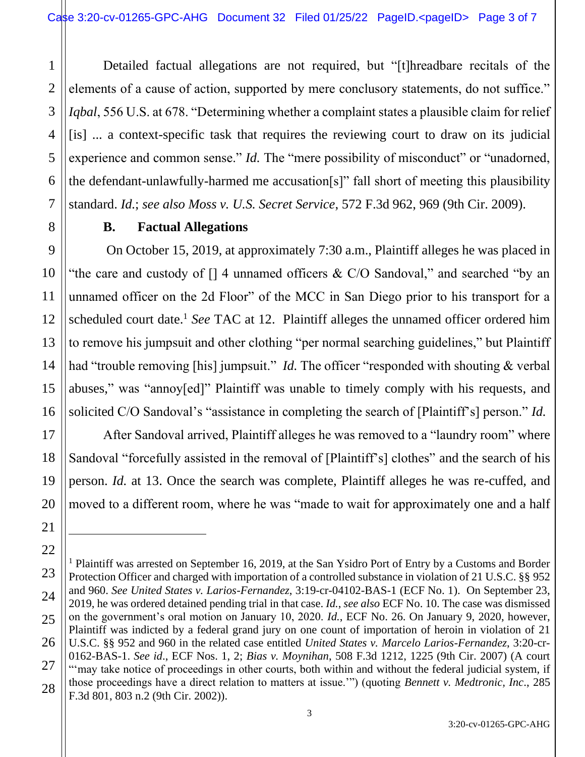Detailed factual allegations are not required, but "[t]hreadbare recitals of the elements of a cause of action, supported by mere conclusory statements, do not suffice." *Iqbal*, 556 U.S. at 678. "Determining whether a complaint states a plausible claim for relief [is] ... a context-specific task that requires the reviewing court to draw on its judicial experience and common sense." *Id.* The "mere possibility of misconduct" or "unadorned, the defendant-unlawfully-harmed me accusation[s]" fall short of meeting this plausibility standard. *Id.*; *see also Moss v. U.S. Secret Service*, 572 F.3d 962, 969 (9th Cir. 2009).

## B. Factual Allegations

On October 15, 2019, at approximately 7:30 a.m., Plaintiff alleges he was placed in "the care and custody of [] 4 unnamed officers & C/O Sandoval," and searched "by an unnamed officer on the 2d Floor" of the MCC in San Diego prior to his transport for a scheduled court date.[1] *See* TAC at 12. Plaintiff alleges the unnamed officer ordered him to remove his jumpsuit and other clothing "per normal searching guidelines," but Plaintiff had "trouble removing [his] jumpsuit." *Id.* The officer "responded with shouting & verbal abuses," was "annoy[ed]" Plaintiff was unable to timely comply with his requests, and solicited C/O Sandoval's "assistance in completing the search of [Plaintiff's] person." *Id.*

After Sandoval arrived, Plaintiff alleges he was removed to a "laundry room" where Sandoval "forcefully assisted in the removal of [Plaintiff's] clothes" and the search of his person. *Id.* at 13. Once the search was complete, Plaintiff alleges he was re-cuffed, and moved to a different room, where he was "made to wait for approximately one and a half

---

[1] Plaintiff was arrested on September 16, 2019, at the San Ysidro Port of Entry by a Customs and Border Protection Officer and charged with importation of a controlled substance in violation of 21 U.S.C. §§ 952 and 960. *See United States v. Larios-Fernandez*, 3:19-cr-04102-BAS-1 (ECF No. 1). On September 23, 2019, he was ordered detained pending trial in that case. *Id.*, *see also* ECF No. 10. The case was dismissed on the government's oral motion on January 10, 2020. *Id.*, ECF No. 26. On January 9, 2020, however, Plaintiff was indicted by a federal grand jury on one count of importation of heroin in violation of 21 U.S.C. §§ 952 and 960 in the related case entitled *United States v. Marcelo Larios-Fernandez*, 3:20-cr-0162-BAS-1. *See id*., ECF Nos. 1, 2; *Bias v. Moynihan*, 508 F.3d 1212, 1225 (9th Cir. 2007) (A court "'may take notice of proceedings in other courts, both within and without the federal judicial system, if those proceedings have a direct relation to matters at issue.'") (quoting *Bennett v. Medtronic, Inc*., 285 F.3d 801, 803 n.2 (9th Cir. 2002)).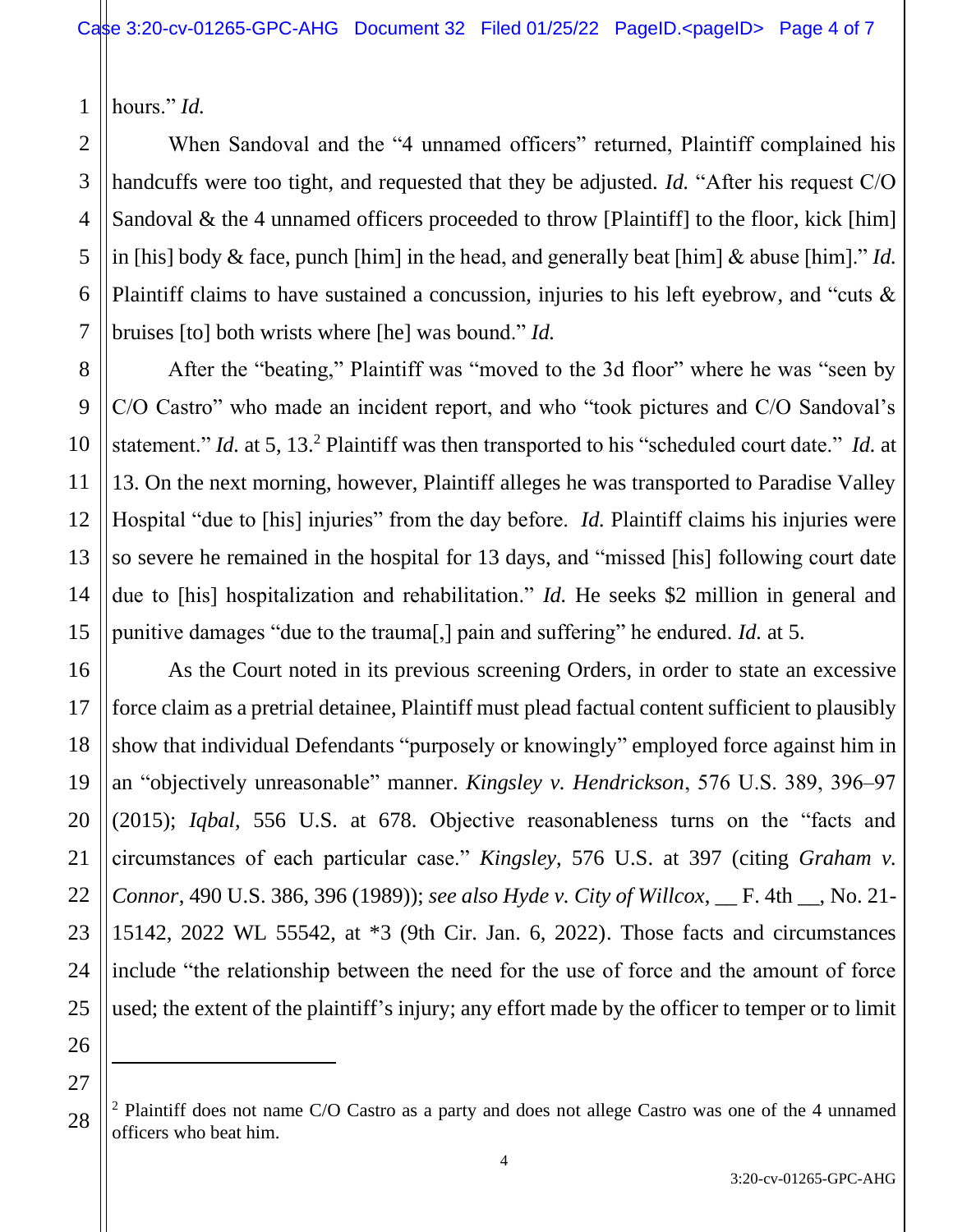hours." *Id.*

When Sandoval and the "4 unnamed officers" returned, Plaintiff complained his handcuffs were too tight, and requested that they be adjusted. *Id.* "After his request C/O Sandoval & the 4 unnamed officers proceeded to throw [Plaintiff] to the floor, kick [him] in [his] body & face, punch [him] in the head, and generally beat [him] & abuse [him]." *Id.* Plaintiff claims to have sustained a concussion, injuries to his left eyebrow, and "cuts & bruises [to] both wrists where [he] was bound." *Id.*

After the "beating," Plaintiff was "moved to the 3d floor" where he was "seen by C/O Castro" who made an incident report, and who "took pictures and C/O Sandoval's statement." *Id.* at 5, 13.[2] Plaintiff was then transported to his "scheduled court date." *Id.* at 13. On the next morning, however, Plaintiff alleges he was transported to Paradise Valley Hospital "due to [his] injuries" from the day before. *Id.* Plaintiff claims his injuries were so severe he remained in the hospital for 13 days, and "missed [his] following court date due to [his] hospitalization and rehabilitation." *Id.* He seeks $2 million in general and punitive damages "due to the trauma[,] pain and suffering" he endured. *Id.* at 5.

As the Court noted in its previous screening Orders, in order to state an excessive force claim as a pretrial detainee, Plaintiff must plead factual content sufficient to plausibly show that individual Defendants "purposely or knowingly" employed force against him in an "objectively unreasonable" manner. *Kingsley v. Hendrickson*, 576 U.S. 389, 396–97 (2015); *Iqbal*, 556 U.S. at 678. Objective reasonableness turns on the "facts and circumstances of each particular case." *Kingsley*, 576 U.S. at 397 (citing *Graham v. Connor*, 490 U.S. 386, 396 (1989)); *see also Hyde v. City of Willcox*, __ F. 4th __, No. 21-15142, 2022 WL 55542, at *3 (9th Cir. Jan. 6, 2022). Those facts and circumstances include "the relationship between the need for the use of force and the amount of force used; the extent of the plaintiff's injury; any effort made by the officer to temper or to limit

---

[2] Plaintiff does not name C/O Castro as a party and does not allege Castro was one of the 4 unnamed officers who beat him.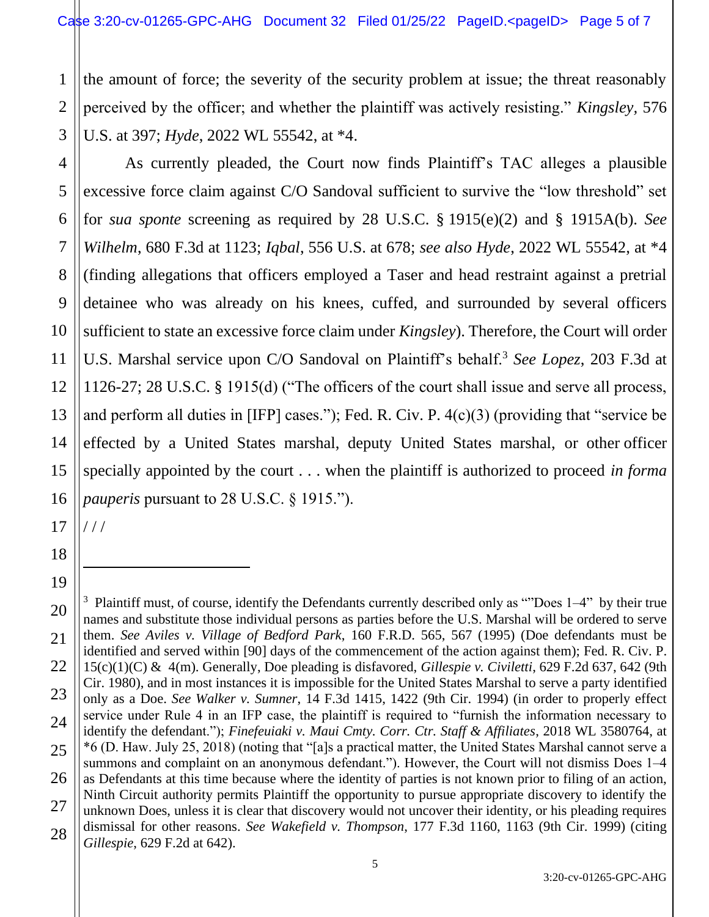the amount of force; the severity of the security problem at issue; the threat reasonably perceived by the officer; and whether the plaintiff was actively resisting." *Kingsley*, 576 U.S. at 397; *Hyde*, 2022 WL 55542, at *4.

As currently pleaded, the Court now finds Plaintiff's TAC alleges a plausible excessive force claim against C/O Sandoval sufficient to survive the "low threshold" set for *sua sponte* screening as required by 28 U.S.C. § 1915(e)(2) and § 1915A(b). *See Wilhelm*, 680 F.3d at 1123; *Iqbal*, 556 U.S. at 678; *see also Hyde*, 2022 WL 55542, at *4 (finding allegations that officers employed a Taser and head restraint against a pretrial detainee who was already on his knees, cuffed, and surrounded by several officers sufficient to state an excessive force claim under *Kingsley*). Therefore, the Court will order U.S. Marshal service upon C/O Sandoval on Plaintiff's behalf.[3] *See Lopez*, 203 F.3d at 1126-27; 28 U.S.C. § 1915(d) ("The officers of the court shall issue and serve all process, and perform all duties in [IFP] cases."); Fed. R. Civ. P. 4(c)(3) (providing that "service be effected by a United States marshal, deputy United States marshal, or other officer specially appointed by the court . . . when the plaintiff is authorized to proceed *in forma pauperis* pursuant to 28 U.S.C. § 1915.").

/ / /

---

[3] Plaintiff must, of course, identify the Defendants currently described only as ""Does 1–4" by their true names and substitute those individual persons as parties before the U.S. Marshal will be ordered to serve them. *See Aviles v. Village of Bedford Park*, 160 F.R.D. 565, 567 (1995) (Doe defendants must be identified and served within [90] days of the commencement of the action against them); Fed. R. Civ. P. 15(c)(1)(C) & 4(m). Generally, Doe pleading is disfavored, *Gillespie v. Civiletti*, 629 F.2d 637, 642 (9th Cir. 1980), and in most instances it is impossible for the United States Marshal to serve a party identified only as a Doe. *See Walker v. Sumner*, 14 F.3d 1415, 1422 (9th Cir. 1994) (in order to properly effect service under Rule 4 in an IFP case, the plaintiff is required to "furnish the information necessary to identify the defendant."); *Finefeuiaki v. Maui Cmty. Corr. Ctr. Staff & Affiliates*, 2018 WL 3580764, at *6 (D. Haw. July 25, 2018) (noting that "[a]s a practical matter, the United States Marshal cannot serve a summons and complaint on an anonymous defendant."). However, the Court will not dismiss Does 1–4 as Defendants at this time because where the identity of parties is not known prior to filing of an action, Ninth Circuit authority permits Plaintiff the opportunity to pursue appropriate discovery to identify the unknown Does, unless it is clear that discovery would not uncover their identity, or his pleading requires dismissal for other reasons. *See Wakefield v. Thompson*, 177 F.3d 1160, 1163 (9th Cir. 1999) (citing *Gillespie*, 629 F.2d at 642).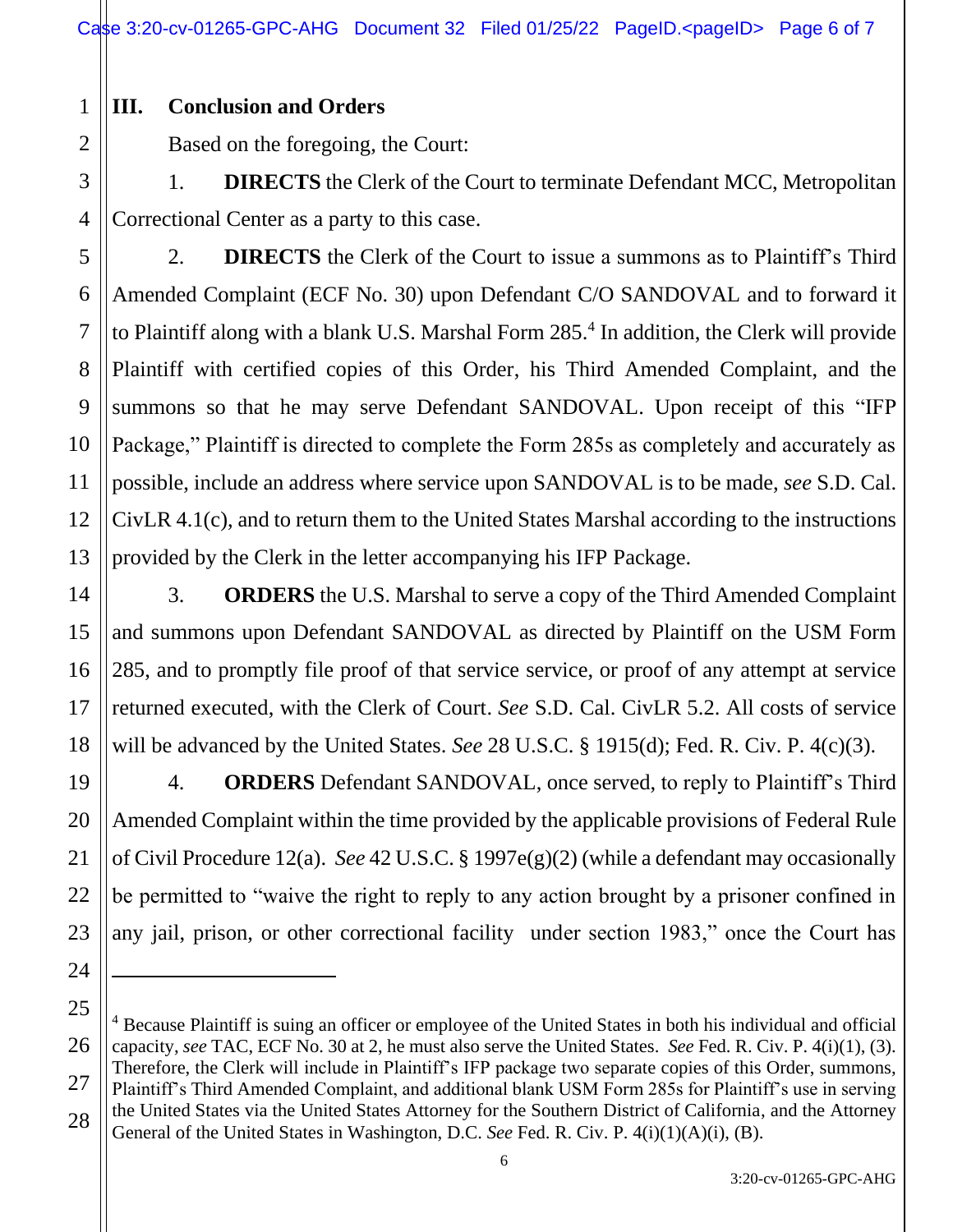### III. Conclusion and Orders

Based on the foregoing, the Court:

1. **DIRECTS** the Clerk of the Court to terminate Defendant MCC, Metropolitan Correctional Center as a party to this case.

2. **DIRECTS** the Clerk of the Court to issue a summons as to Plaintiff's Third Amended Complaint (ECF No. 30) upon Defendant C/O SANDOVAL and to forward it to Plaintiff along with a blank U.S. Marshal Form 285.[4] In addition, the Clerk will provide Plaintiff with certified copies of this Order, his Third Amended Complaint, and the summons so that he may serve Defendant SANDOVAL. Upon receipt of this "IFP Package," Plaintiff is directed to complete the Form 285s as completely and accurately as possible, include an address where service upon SANDOVAL is to be made, *see* S.D. Cal. CivLR 4.1(c), and to return them to the United States Marshal according to the instructions provided by the Clerk in the letter accompanying his IFP Package.

3. **ORDERS** the U.S. Marshal to serve a copy of the Third Amended Complaint and summons upon Defendant SANDOVAL as directed by Plaintiff on the USM Form 285, and to promptly file proof of that service service, or proof of any attempt at service returned executed, with the Clerk of Court. *See* S.D. Cal. CivLR 5.2. All costs of service will be advanced by the United States. *See* 28 U.S.C. § 1915(d); Fed. R. Civ. P. 4(c)(3).

4. **ORDERS** Defendant SANDOVAL, once served, to reply to Plaintiff's Third Amended Complaint within the time provided by the applicable provisions of Federal Rule of Civil Procedure 12(a). *See* 42 U.S.C. § 1997e(g)(2) (while a defendant may occasionally be permitted to "waive the right to reply to any action brought by a prisoner confined in any jail, prison, or other correctional facility under section 1983," once the Court has

---

[4] Because Plaintiff is suing an officer or employee of the United States in both his individual and official capacity, *see* TAC, ECF No. 30 at 2, he must also serve the United States. *See* Fed. R. Civ. P. 4(i)(1), (3). Therefore, the Clerk will include in Plaintiff's IFP package two separate copies of this Order, summons, Plaintiff's Third Amended Complaint, and additional blank USM Form 285s for Plaintiff's use in serving the United States via the United States Attorney for the Southern District of California, and the Attorney General of the United States in Washington, D.C. *See* Fed. R. Civ. P. 4(i)(1)(A)(i), (B).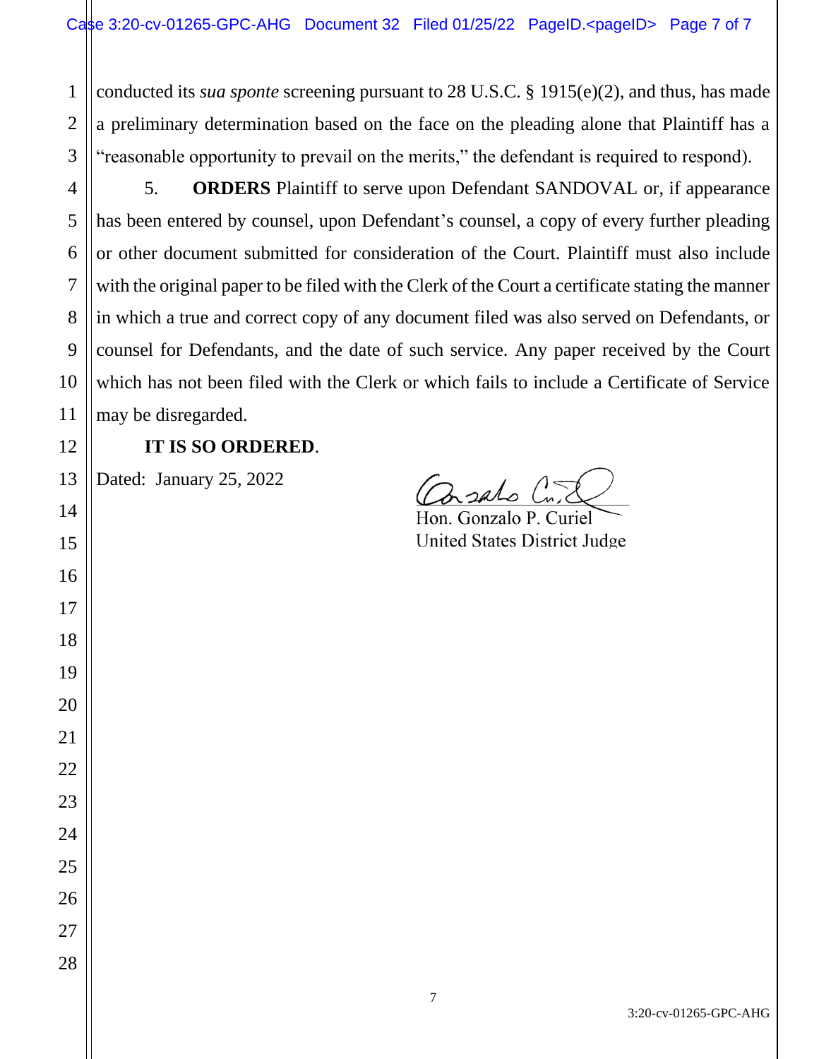conducted its *sua sponte* screening pursuant to 28 U.S.C. § 1915(e)(2), and thus, has made a preliminary determination based on the face on the pleading alone that Plaintiff has a "reasonable opportunity to prevail on the merits," the defendant is required to respond).

5. **ORDERS** Plaintiff to serve upon Defendant SANDOVAL or, if appearance has been entered by counsel, upon Defendant's counsel, a copy of every further pleading or other document submitted for consideration of the Court. Plaintiff must also include with the original paper to be filed with the Clerk of the Court a certificate stating the manner in which a true and correct copy of any document filed was also served on Defendants, or counsel for Defendants, and the date of such service. Any paper received by the Court which has not been filed with the Clerk or which fails to include a Certificate of Service may be disregarded.

**IT IS SO ORDERED**.

Dated: January 25, 2022

Hon. Gonzalo P. Curiel
United States District Judge